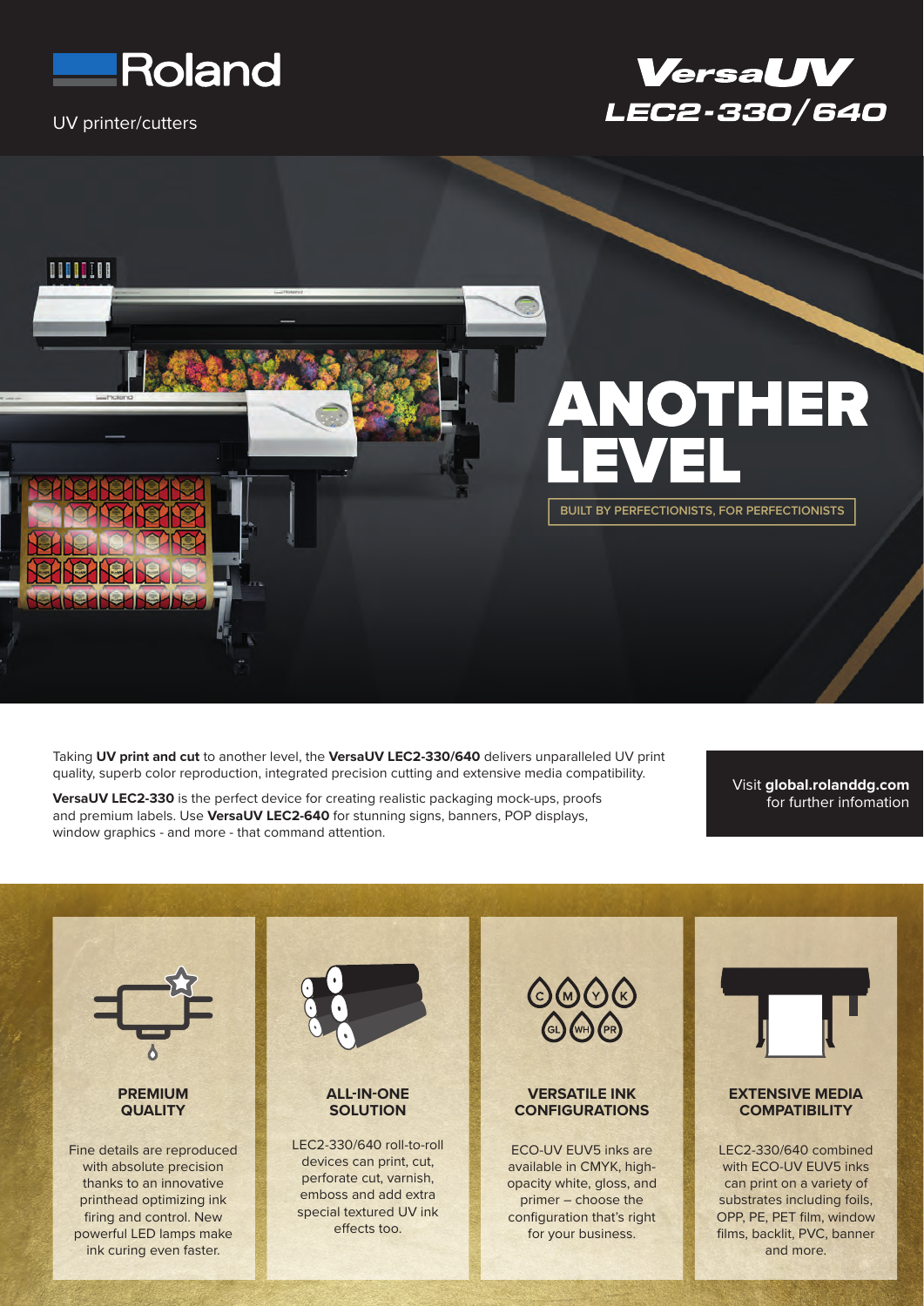# Roland

UV printer/cutters

## VersaUV LEC2-330/640

# ANOTHER LEVEL

BUILT BY PERFECTIONISTS, FOR PERFECTIONISTS

Taking **UV print and cut** to another level, the **VersaUV LEC2-330/640** delivers unparalleled UV print quality, superb color reproduction, integrated precision cutting and extensive media compatibility.

**VersaUV LEC2-330** is the perfect device for creating realistic packaging mock-ups, proofs and premium labels. Use **VersaUV LEC2-640** for stunning signs, banners, POP displays, window graphics - and more - that command attention.

Visit **global.rolanddg.com** for further infomation

### PREMIUM QUALITY

Fine details are reproduced with absolute precision thanks to an innovative printhead optimizing ink firing and control. New powerful LED lamps make ink curing even faster.

### ALL-IN-ONE SOLUTION

LEC2-330/640 roll-to-roll devices can print, cut, perforate cut, varnish, emboss and add extra special textured UV ink effects too.

### VERSATILE INK CONFIGURATIONS

C M Y K GL WH PR

ECO-UV EUV5 inks are available in CMYK, high-opacity white, gloss, and primer – choose the configuration that's right for your business.

### EXTENSIVE MEDIA COMPATIBILITY

LEC2-330/640 combined with ECO-UV EUV5 inks can print on a variety of substrates including foils, OPP, PE, PET film, window films, backlit, PVC, banner and more.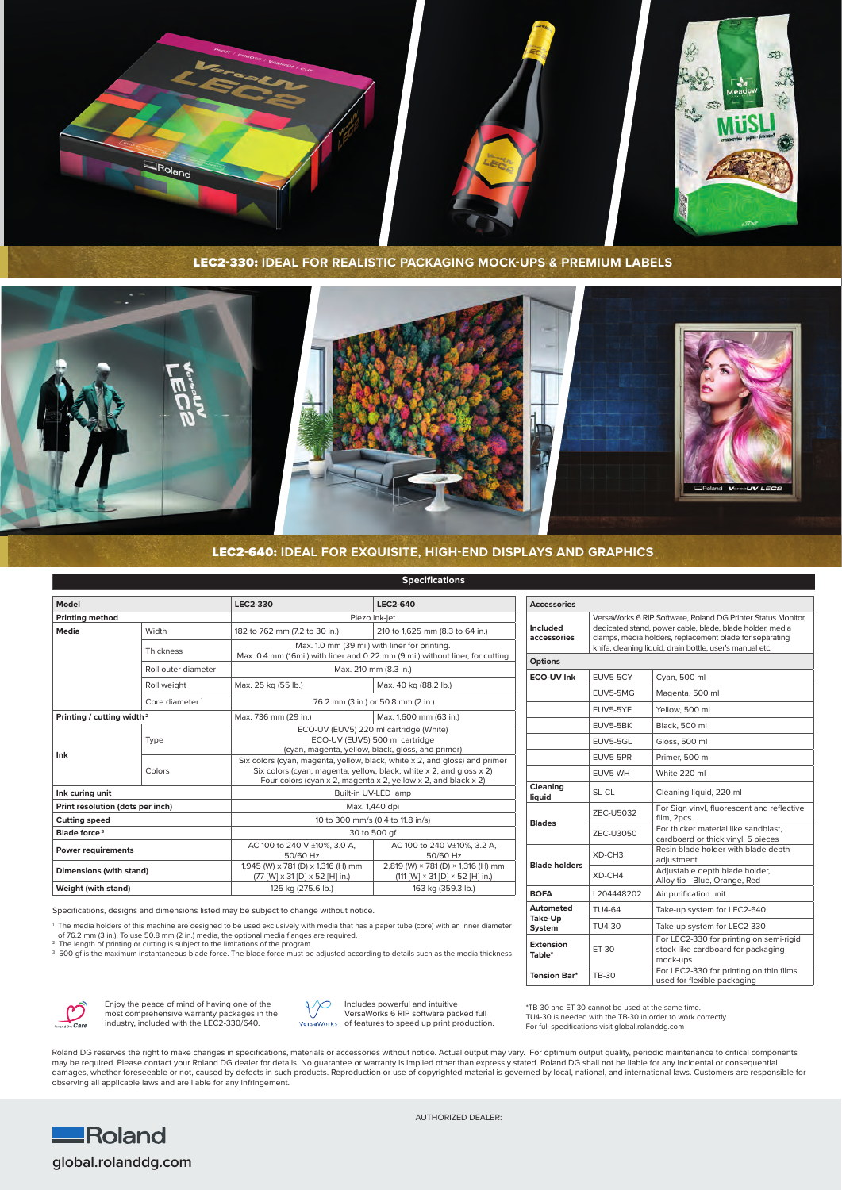## LEC2-330: IDEAL FOR REALISTIC PACKAGING MOCK-UPS & PREMIUM LABELS

## LEC2-640: IDEAL FOR EXQUISITE, HIGH-END DISPLAYS AND GRAPHICS

### Specifications

| Model | | LEC2-330 | LEC2-640 |
|---|---|---|---|
| Printing method | | Piezo ink-jet | |
| Media | Width | 182 to 762 mm (7.2 to 30 in.) | 210 to 1,625 mm (8.3 to 64 in.) |
| | Thickness | Max. 1.0 mm (39 mil) with liner for printing. Max. 0.4 mm (16mil) with liner and 0.22 mm (9 mil) without liner, for cutting | |
| | Roll outer diameter | Max. 210 mm (8.3 in.) | |
| | Roll weight | Max. 25 kg (55 lb.) | Max. 40 kg (88.2 lb.) |
| | Core diameter [1] | 76.2 mm (3 in.) or 50.8 mm (2 in.) | |
| Printing / cutting width [2] | | Max. 736 mm (29 in.) | Max. 1,600 mm (63 in.) |
| Ink | Type | ECO-UV (EUV5) 220 ml cartridge (White) ECO-UV (EUV5) 500 ml cartridge (cyan, magenta, yellow, black, gloss, and primer) | |
| | Colors | Six colors (cyan, magenta, yellow, black, white x 2, and gloss) and primer Six colors (cyan, magenta, yellow, black, white x 2, and gloss x 2) Four colors (cyan x 2, magenta x 2, yellow x 2, and black x 2) | |
| Ink curing unit | | Built-in UV-LED lamp | |
| Print resolution (dots per inch) | | Max. 1,440 dpi | |
| Cutting speed | | 10 to 300 mm/s (0.4 to 11.8 in/s) | |
| Blade force [3] | | 30 to 500 gf | |
| Power requirements | | AC 100 to 240 V ±10%, 3.0 A, 50/60 Hz | AC 100 to 240 V±10%, 3.2 A, 50/60 Hz |
| Dimensions (with stand) | | 1,945 (W) x 781 (D) x 1,316 (H) mm (77 [W] x 31 [D] x 52 [H] in.) | 2,819 (W) × 781 (D) × 1,316 (H) mm (111 [W] × 31 [D] × 52 [H] in.) |
| Weight (with stand) | | 125 kg (275.6 lb.) | 163 kg (359.3 lb.) |

Specifications, designs and dimensions listed may be subject to change without notice.

[1] The media holders of this machine are designed to be used exclusively with media that has a paper tube (core) with an inner diameter of 76.2 mm (3 in.). To use 50.8 mm (2 in.) media, the optional media flanges are required.
[2] The length of printing or cutting is subject to the limitations of the program.
[3] 500 gf is the maximum instantaneous blade force. The blade force must be adjusted according to details such as the media thickness.

| Accessories | | |
|---|---|---|
| Included accessories | VersaWorks 6 RIP Software, Roland DG Printer Status Monitor, dedicated stand, power cable, blade, blade holder, media clamps, media holders, replacement blade for separating knife, cleaning liquid, drain bottle, user's manual etc. | |
| **Options** | | |
| ECO-UV Ink | EUV5-5CY | Cyan, 500 ml |
| | EUV5-5MG | Magenta, 500 ml |
| | EUV5-5YE | Yellow, 500 ml |
| | EUV5-5BK | Black, 500 ml |
| | EUV5-5GL | Gloss, 500 ml |
| | EUV5-5PR | Primer, 500 ml |
| | EUV5-WH | White 220 ml |
| Cleaning liquid | SL-CL | Cleaning liquid, 220 ml |
| Blades | ZEC-U5032 | For Sign vinyl, fluorescent and reflective film, 2pcs. |
| | ZEC-U3050 | For thicker material like sandblast, cardboard or thick vinyl, 5 pieces |
| Blade holders | XD-CH3 | Resin blade holder with blade depth adjustment |
| | XD-CH4 | Adjustable depth blade holder, Alloy tip - Blue, Orange, Red |
| BOFA | L204448202 | Air purification unit |
| Automated Take-Up System | TU4-64 | Take-up system for LEC2-640 |
| | TU4-30 | Take-up system for LEC2-330 |
| Extension Table* | ET-30 | For LEC2-330 for printing on semi-rigid stock like cardboard for packaging mock-ups |
| Tension Bar* | TB-30 | For LEC2-330 for printing on thin films used for flexible packaging |

*TB-30 and ET-30 cannot be used at the same time.
TU4-30 is needed with the TB-30 in order to work correctly.
For full specifications visit global.rolanddg.com

Enjoy the peace of mind of having one of the most comprehensive warranty packages in the industry, included with the LEC2-330/640.

Includes powerful and intuitive VersaWorks 6 RIP software packed full of features to speed up print production.

Roland DG reserves the right to make changes in specifications, materials or accessories without notice. Actual output may vary. For optimum output quality, periodic maintenance to critical components may be required. Please contact your Roland DG dealer for details. No guarantee or warranty is implied other than expressly stated. Roland DG shall not be liable for any incidental or consequential damages, whether foreseeable or not, caused by defects in such products. Reproduction or use of copyrighted material is governed by local, national, and international laws. Customers are responsible for observing all applicable laws and are liable for any infringement.

AUTHORIZED DEALER:

Roland

global.rolanddg.com